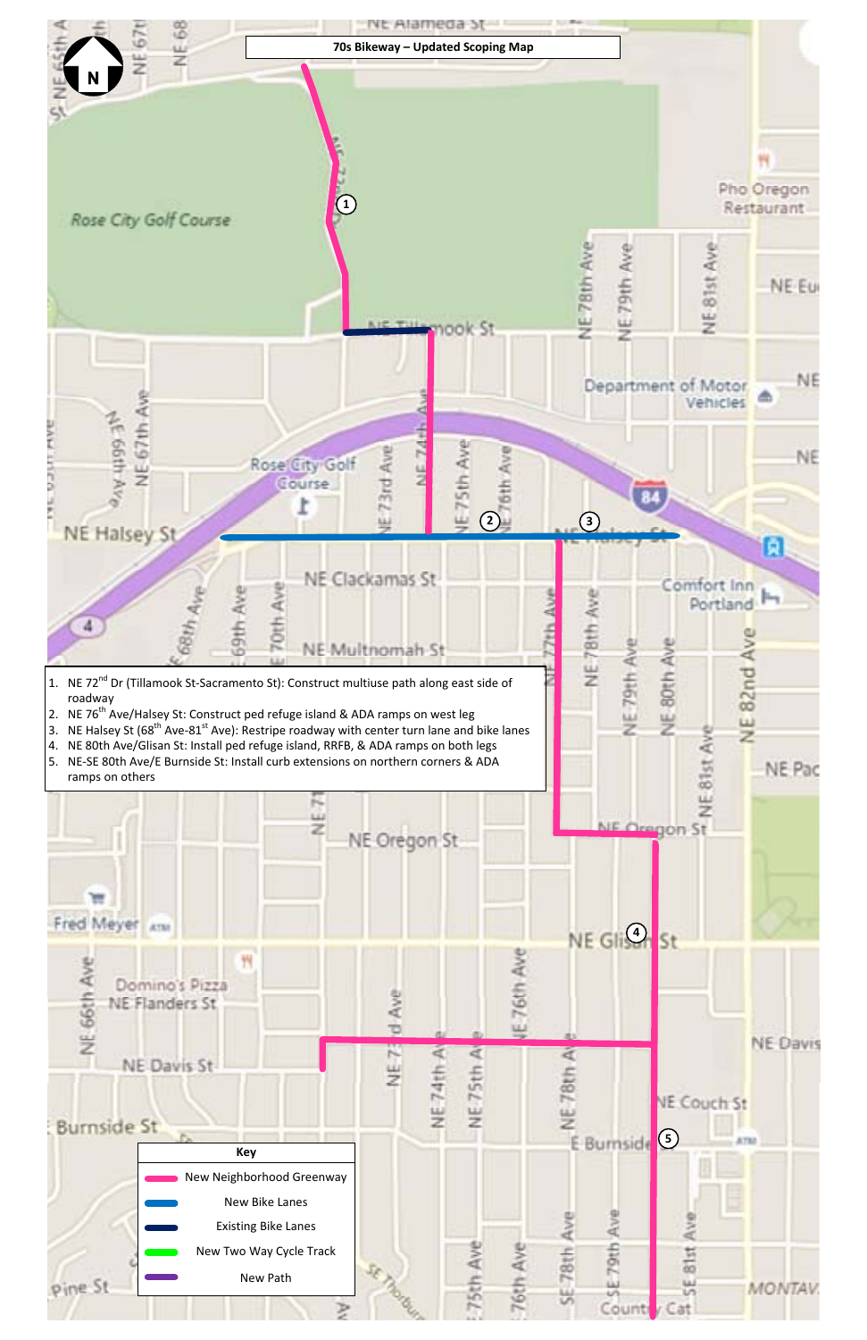# 70s Bikeway – Updated Scoping Map

1. NE 72nd Dr (Tillamook St-Sacramento St): Construct multiuse path along east side of roadway
2. NE 76th Ave/Halsey St: Construct ped refuge island & ADA ramps on west leg
3. NE Halsey St (68th Ave-81st Ave): Restripe roadway with center turn lane and bike lanes
4. NE 80th Ave/Glisan St: Install ped refuge island, RRFB, & ADA ramps on both legs
5. NE-SE 80th Ave/E Burnside St: Install curb extensions on northern corners & ADA ramps on others

| Key |
| --- |
| New Neighborhood Greenway |
| New Bike Lanes |
| Existing Bike Lanes |
| New Two Way Cycle Track |
| New Path |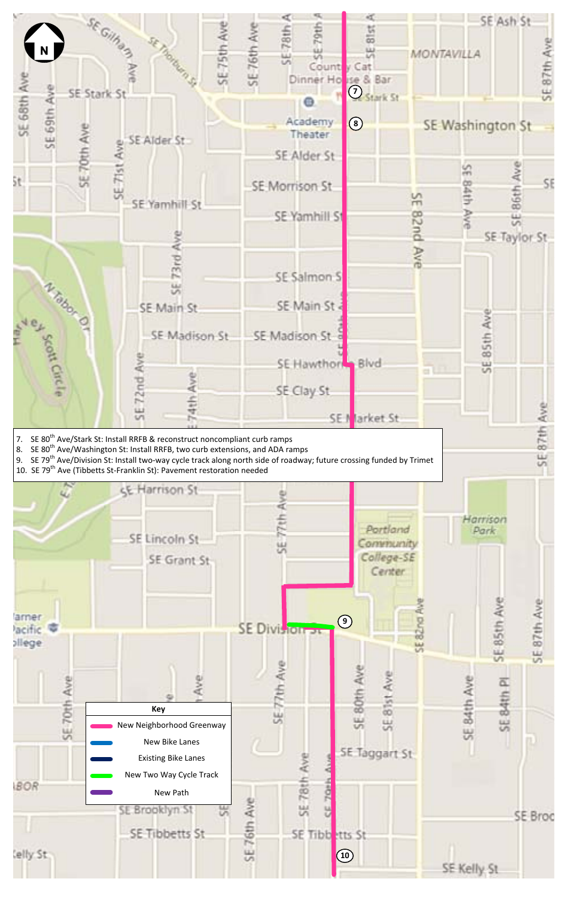7. SE 80[th] Ave/Stark St: Install RRFB & reconstruct noncompliant curb ramps
8. SE 80[th] Ave/Washington St: Install RRFB, two curb extensions, and ADA ramps
9. SE 79[th] Ave/Division St: Install two-way cycle track along north side of roadway; future crossing funded by Trimet
10. SE 79[th] Ave (Tibbetts St-Franklin St): Pavement restoration needed

| Key |
| --- |
| New Neighborhood Greenway |
| New Bike Lanes |
| Existing Bike Lanes |
| New Two Way Cycle Track |
| New Path |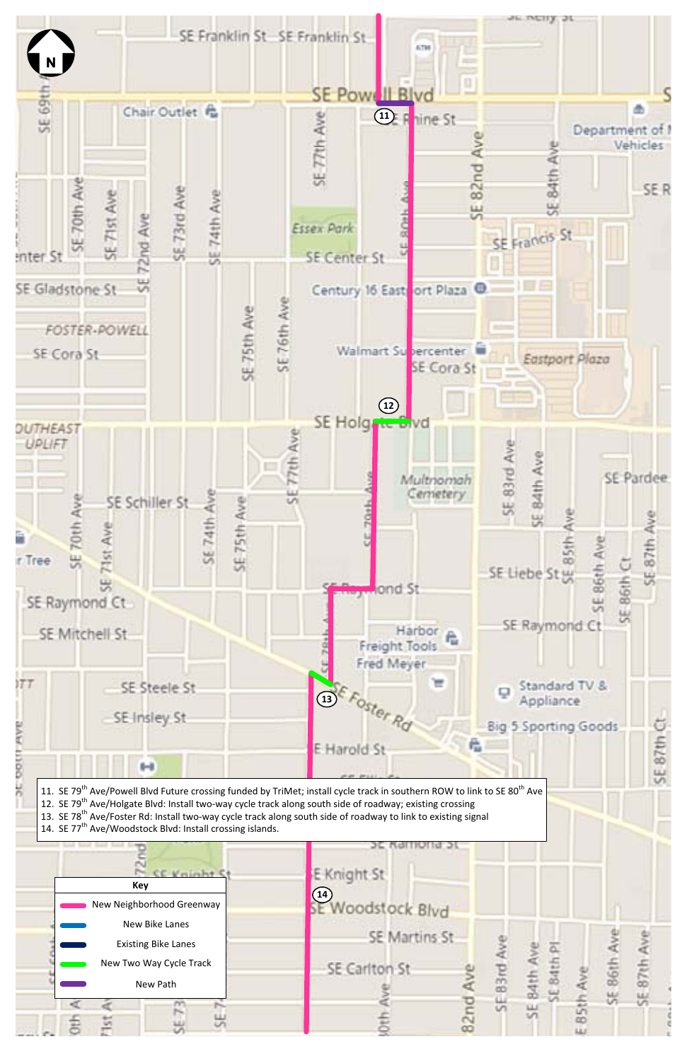11. SE 79th Ave/Powell Blvd Future crossing funded by TriMet; install cycle track in southern ROW to link to SE 80th Ave
12. SE 79th Ave/Holgate Blvd: Install two-way cycle track along south side of roadway; existing crossing
13. SE 78th Ave/Foster Rd: Install two-way cycle track along south side of roadway to link to existing signal
14. SE 77th Ave/Woodstock Blvd: Install crossing islands.

| Key |
| --- |
| New Neighborhood Greenway |
| New Bike Lanes |
| Existing Bike Lanes |
| New Two Way Cycle Track |
| New Path |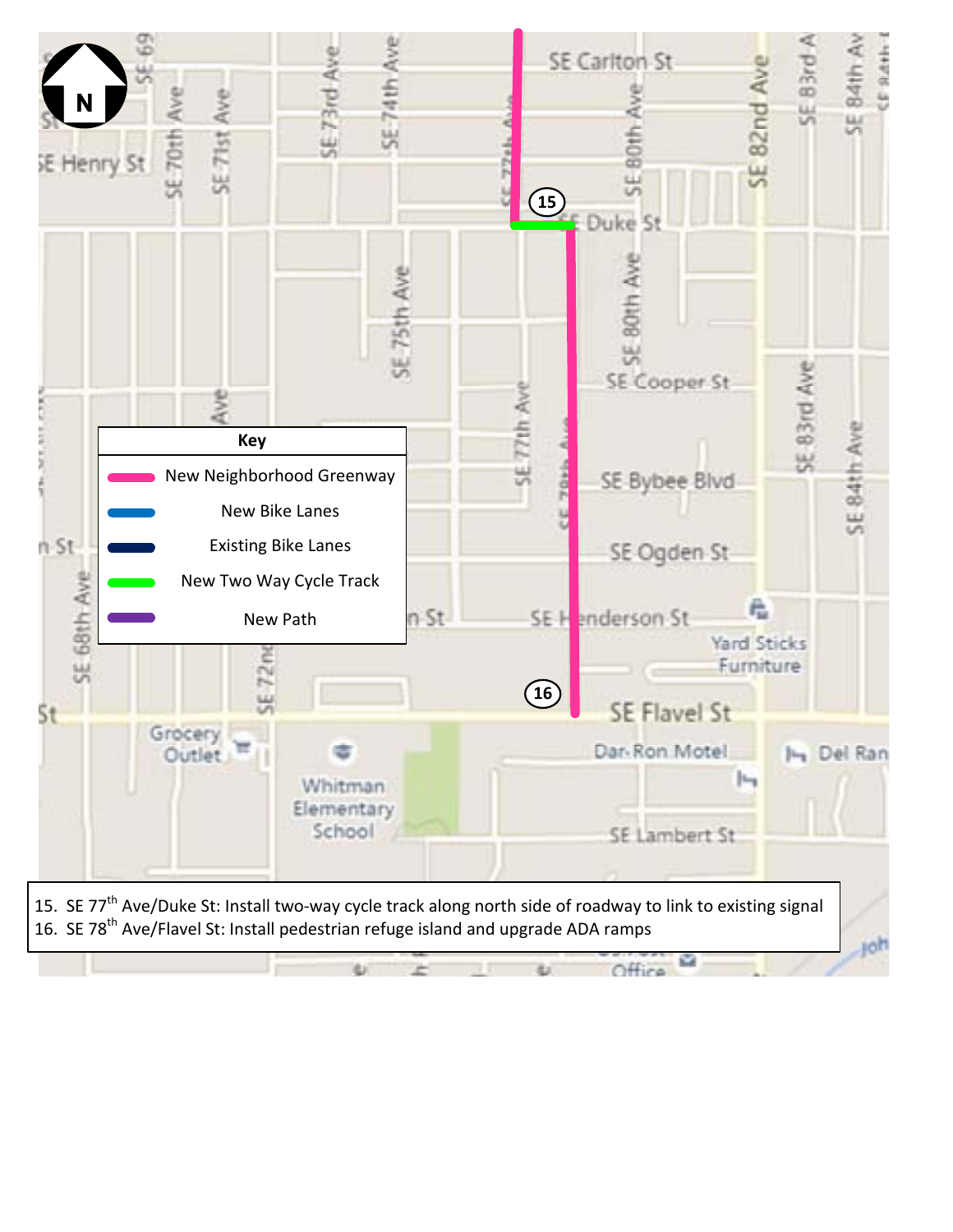N

SE Carlton St

SE Henry St

SE Duke St

SE Cooper St

SE Bybee Blvd

SE Ogden St

SE Henderson St

SE Flavel St

SE Lambert St

SE 70th Ave

SE 71st Ave

SE 73rd Ave

SE 74th Ave

SE 75th Ave

SE 77th Ave

SE 78th Ave

SE 80th Ave

SE 82nd Ave

SE 83rd Ave

SE 84th Ave

SE 68th Ave

SE 72nd

Grocery Outlet

Whitman Elementary School

Yard Sticks Furniture

Dar-Ron Motel

Del Ran

15

16

**Key**

- New Neighborhood Greenway
- New Bike Lanes
- Existing Bike Lanes
- New Two Way Cycle Track
- New Path

15. SE 77th Ave/Duke St: Install two-way cycle track along north side of roadway to link to existing signal
16. SE 78th Ave/Flavel St: Install pedestrian refuge island and upgrade ADA ramps